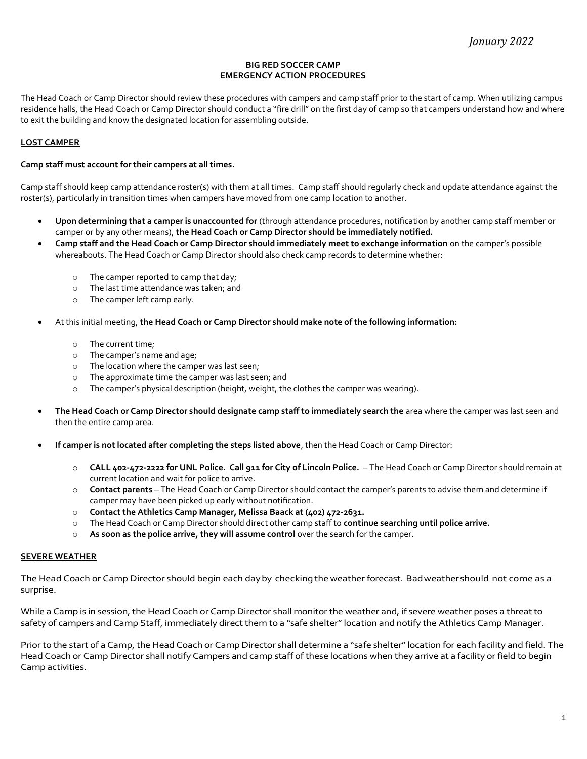*January 2022*

**BIG RED SOCCER CAMP**
**EMERGENCY ACTION PROCEDURES**

The Head Coach or Camp Director should review these procedures with campers and camp staff prior to the start of camp. When utilizing campus residence halls, the Head Coach or Camp Director should conduct a "fire drill" on the first day of camp so that campers understand how and where to exit the building and know the designated location for assembling outside.

**LOST CAMPER**

**Camp staff must account for their campers at all times.**

Camp staff should keep camp attendance roster(s) with them at all times. Camp staff should regularly check and update attendance against the roster(s), particularly in transition times when campers have moved from one camp location to another.

- **Upon determining that a camper is unaccounted for** (through attendance procedures, notification by another camp staff member or camper or by any other means), **the Head Coach or Camp Director should be immediately notified.**
- **Camp staff and the Head Coach or Camp Director should immediately meet to exchange information** on the camper's possible whereabouts. The Head Coach or Camp Director should also check camp records to determine whether:
  - The camper reported to camp that day;
  - The last time attendance was taken; and
  - The camper left camp early.
- At this initial meeting, **the Head Coach or Camp Director should make note of the following information:**
  - The current time;
  - The camper's name and age;
  - The location where the camper was last seen;
  - The approximate time the camper was last seen; and
  - The camper's physical description (height, weight, the clothes the camper was wearing).
- **The Head Coach or Camp Director should designate camp staff to immediately search the** area where the camper was last seen and then the entire camp area.
- **If camper is not located after completing the steps listed above**, then the Head Coach or Camp Director:
  - **CALL 402-472-2222 for UNL Police. Call 911 for City of Lincoln Police.** – The Head Coach or Camp Director should remain at current location and wait for police to arrive.
  - **Contact parents** – The Head Coach or Camp Director should contact the camper's parents to advise them and determine if camper may have been picked up early without notification.
  - **Contact the Athletics Camp Manager, Melissa Baack at (402) 472-2631.**
  - The Head Coach or Camp Director should direct other camp staff to **continue searching until police arrive.**
  - **As soon as the police arrive, they will assume control** over the search for the camper.

**SEVERE WEATHER**

The Head Coach or Camp Director should begin each day by checking the weather forecast. Bad weather should not come as a surprise.

While a Camp is in session, the Head Coach or Camp Director shall monitor the weather and, if severe weather poses a threat to safety of campers and Camp Staff, immediately direct them to a "safe shelter" location and notify the Athletics Camp Manager.

Prior to the start of a Camp, the Head Coach or Camp Director shall determine a "safe shelter" location for each facility and field. The Head Coach or Camp Director shall notify Campers and camp staff of these locations when they arrive at a facility or field to begin Camp activities.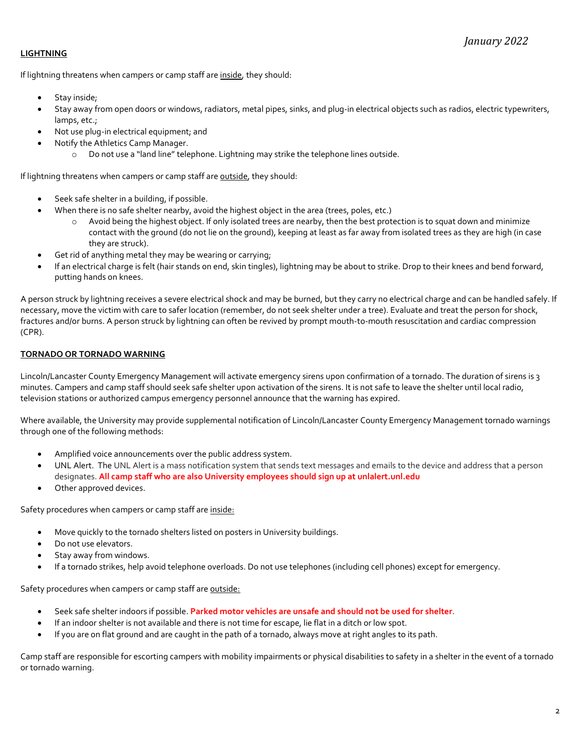## LIGHTNING

If lightning threatens when campers or camp staff are inside, they should:

- Stay inside;
- Stay away from open doors or windows, radiators, metal pipes, sinks, and plug-in electrical objects such as radios, electric typewriters, lamps, etc.;
- Not use plug-in electrical equipment; and
- Notify the Athletics Camp Manager.
  - Do not use a "land line" telephone. Lightning may strike the telephone lines outside.

If lightning threatens when campers or camp staff are outside, they should:

- Seek safe shelter in a building, if possible.
- When there is no safe shelter nearby, avoid the highest object in the area (trees, poles, etc.)
  - Avoid being the highest object. If only isolated trees are nearby, then the best protection is to squat down and minimize contact with the ground (do not lie on the ground), keeping at least as far away from isolated trees as they are high (in case they are struck).
- Get rid of anything metal they may be wearing or carrying;
- If an electrical charge is felt (hair stands on end, skin tingles), lightning may be about to strike. Drop to their knees and bend forward, putting hands on knees.

A person struck by lightning receives a severe electrical shock and may be burned, but they carry no electrical charge and can be handled safely. If necessary, move the victim with care to safer location (remember, do not seek shelter under a tree). Evaluate and treat the person for shock, fractures and/or burns. A person struck by lightning can often be revived by prompt mouth-to-mouth resuscitation and cardiac compression (CPR).

## TORNADO OR TORNADO WARNING

Lincoln/Lancaster County Emergency Management will activate emergency sirens upon confirmation of a tornado. The duration of sirens is 3 minutes. Campers and camp staff should seek safe shelter upon activation of the sirens. It is not safe to leave the shelter until local radio, television stations or authorized campus emergency personnel announce that the warning has expired.

Where available, the University may provide supplemental notification of Lincoln/Lancaster County Emergency Management tornado warnings through one of the following methods:

- Amplified voice announcements over the public address system.
- UNL Alert. The UNL Alert is a mass notification system that sends text messages and emails to the device and address that a person designates. **All camp staff who are also University employees should sign up at unlalert.unl.edu**
- Other approved devices.

Safety procedures when campers or camp staff are inside:

- Move quickly to the tornado shelters listed on posters in University buildings.
- Do not use elevators.
- Stay away from windows.
- If a tornado strikes, help avoid telephone overloads. Do not use telephones (including cell phones) except for emergency.

Safety procedures when campers or camp staff are outside:

- Seek safe shelter indoors if possible. **Parked motor vehicles are unsafe and should not be used for shelter**.
- If an indoor shelter is not available and there is not time for escape, lie flat in a ditch or low spot.
- If you are on flat ground and are caught in the path of a tornado, always move at right angles to its path.

Camp staff are responsible for escorting campers with mobility impairments or physical disabilities to safety in a shelter in the event of a tornado or tornado warning.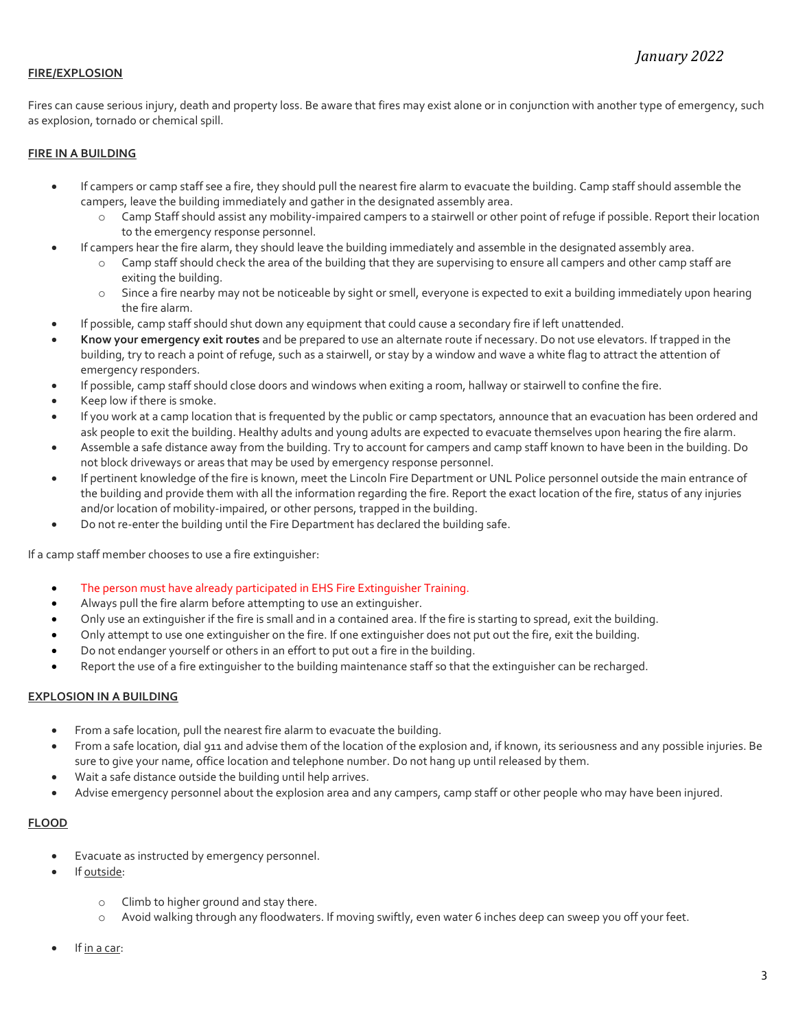## FIRE/EXPLOSION

Fires can cause serious injury, death and property loss. Be aware that fires may exist alone or in conjunction with another type of emergency, such as explosion, tornado or chemical spill.

### FIRE IN A BUILDING

- If campers or camp staff see a fire, they should pull the nearest fire alarm to evacuate the building. Camp staff should assemble the campers, leave the building immediately and gather in the designated assembly area.
  - Camp Staff should assist any mobility-impaired campers to a stairwell or other point of refuge if possible. Report their location to the emergency response personnel.
- If campers hear the fire alarm, they should leave the building immediately and assemble in the designated assembly area.
  - Camp staff should check the area of the building that they are supervising to ensure all campers and other camp staff are exiting the building.
  - Since a fire nearby may not be noticeable by sight or smell, everyone is expected to exit a building immediately upon hearing the fire alarm.
- If possible, camp staff should shut down any equipment that could cause a secondary fire if left unattended.
- **Know your emergency exit routes** and be prepared to use an alternate route if necessary. Do not use elevators. If trapped in the building, try to reach a point of refuge, such as a stairwell, or stay by a window and wave a white flag to attract the attention of emergency responders.
- If possible, camp staff should close doors and windows when exiting a room, hallway or stairwell to confine the fire.
- Keep low if there is smoke.
- If you work at a camp location that is frequented by the public or camp spectators, announce that an evacuation has been ordered and ask people to exit the building. Healthy adults and young adults are expected to evacuate themselves upon hearing the fire alarm.
- Assemble a safe distance away from the building. Try to account for campers and camp staff known to have been in the building. Do not block driveways or areas that may be used by emergency response personnel.
- If pertinent knowledge of the fire is known, meet the Lincoln Fire Department or UNL Police personnel outside the main entrance of the building and provide them with all the information regarding the fire. Report the exact location of the fire, status of any injuries and/or location of mobility-impaired, or other persons, trapped in the building.
- Do not re-enter the building until the Fire Department has declared the building safe.

If a camp staff member chooses to use a fire extinguisher:

- The person must have already participated in EHS Fire Extinguisher Training.
- Always pull the fire alarm before attempting to use an extinguisher.
- Only use an extinguisher if the fire is small and in a contained area. If the fire is starting to spread, exit the building.
- Only attempt to use one extinguisher on the fire. If one extinguisher does not put out the fire, exit the building.
- Do not endanger yourself or others in an effort to put out a fire in the building.
- Report the use of a fire extinguisher to the building maintenance staff so that the extinguisher can be recharged.

### EXPLOSION IN A BUILDING

- From a safe location, pull the nearest fire alarm to evacuate the building.
- From a safe location, dial 911 and advise them of the location of the explosion and, if known, its seriousness and any possible injuries. Be sure to give your name, office location and telephone number. Do not hang up until released by them.
- Wait a safe distance outside the building until help arrives.
- Advise emergency personnel about the explosion area and any campers, camp staff or other people who may have been injured.

## FLOOD

- Evacuate as instructed by emergency personnel.
- If outside:
  - Climb to higher ground and stay there.
  - Avoid walking through any floodwaters. If moving swiftly, even water 6 inches deep can sweep you off your feet.
- If in a car: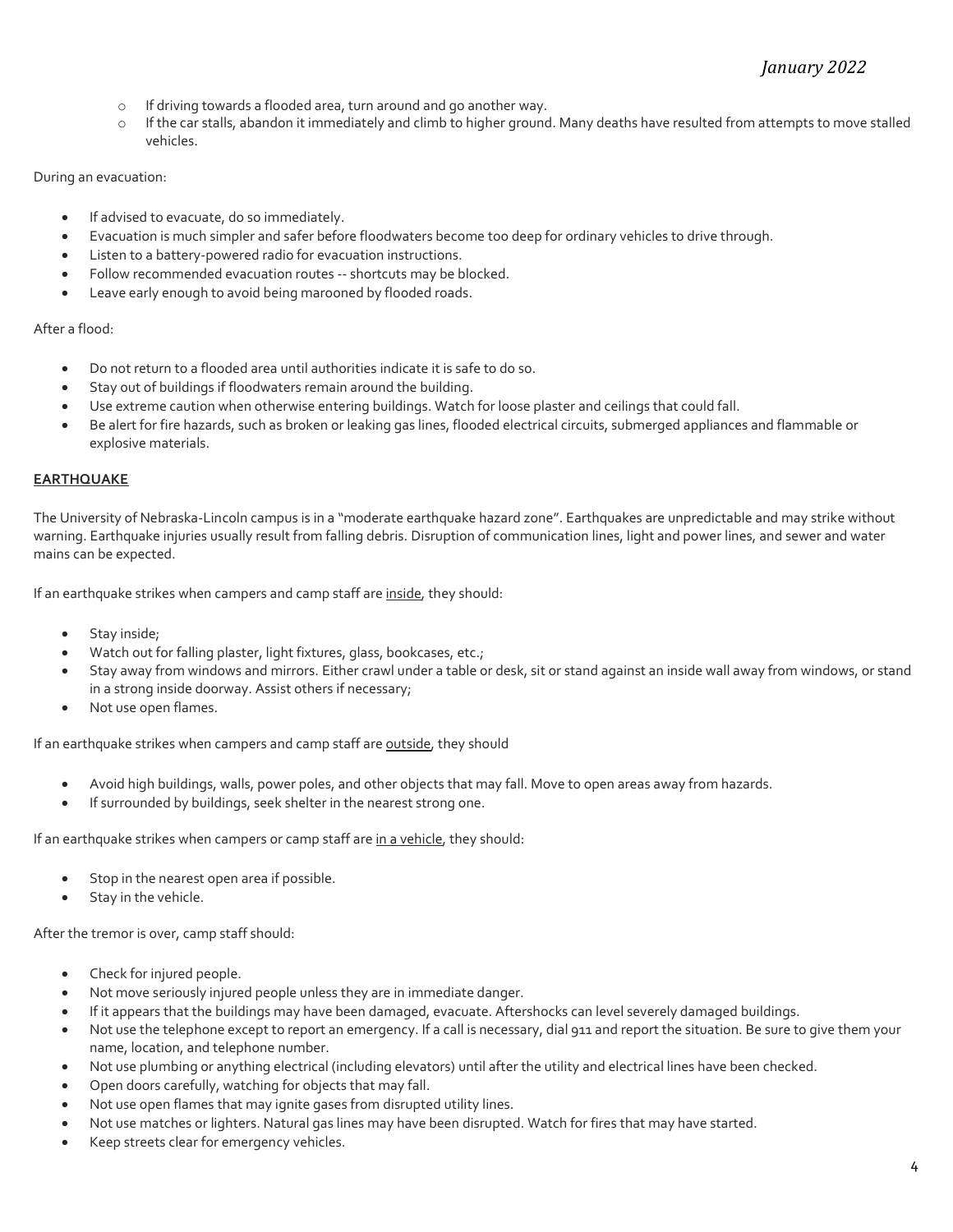- If driving towards a flooded area, turn around and go another way.
   - If the car stalls, abandon it immediately and climb to higher ground. Many deaths have resulted from attempts to move stalled vehicles.

During an evacuation:

- If advised to evacuate, do so immediately.
- Evacuation is much simpler and safer before floodwaters become too deep for ordinary vehicles to drive through.
- Listen to a battery-powered radio for evacuation instructions.
- Follow recommended evacuation routes -- shortcuts may be blocked.
- Leave early enough to avoid being marooned by flooded roads.

After a flood:

- Do not return to a flooded area until authorities indicate it is safe to do so.
- Stay out of buildings if floodwaters remain around the building.
- Use extreme caution when otherwise entering buildings. Watch for loose plaster and ceilings that could fall.
- Be alert for fire hazards, such as broken or leaking gas lines, flooded electrical circuits, submerged appliances and flammable or explosive materials.

## EARTHQUAKE

The University of Nebraska-Lincoln campus is in a "moderate earthquake hazard zone". Earthquakes are unpredictable and may strike without warning. Earthquake injuries usually result from falling debris. Disruption of communication lines, light and power lines, and sewer and water mains can be expected.

If an earthquake strikes when campers and camp staff are <u>inside</u>, they should:

- Stay inside;
- Watch out for falling plaster, light fixtures, glass, bookcases, etc.;
- Stay away from windows and mirrors. Either crawl under a table or desk, sit or stand against an inside wall away from windows, or stand in a strong inside doorway. Assist others if necessary;
- Not use open flames.

If an earthquake strikes when campers and camp staff are <u>outside</u>, they should

- Avoid high buildings, walls, power poles, and other objects that may fall. Move to open areas away from hazards.
- If surrounded by buildings, seek shelter in the nearest strong one.

If an earthquake strikes when campers or camp staff are <u>in a vehicle</u>, they should:

- Stop in the nearest open area if possible.
- Stay in the vehicle.

After the tremor is over, camp staff should:

- Check for injured people.
- Not move seriously injured people unless they are in immediate danger.
- If it appears that the buildings may have been damaged, evacuate. Aftershocks can level severely damaged buildings.
- Not use the telephone except to report an emergency. If a call is necessary, dial 911 and report the situation. Be sure to give them your name, location, and telephone number.
- Not use plumbing or anything electrical (including elevators) until after the utility and electrical lines have been checked.
- Open doors carefully, watching for objects that may fall.
- Not use open flames that may ignite gases from disrupted utility lines.
- Not use matches or lighters. Natural gas lines may have been disrupted. Watch for fires that may have started.
- Keep streets clear for emergency vehicles.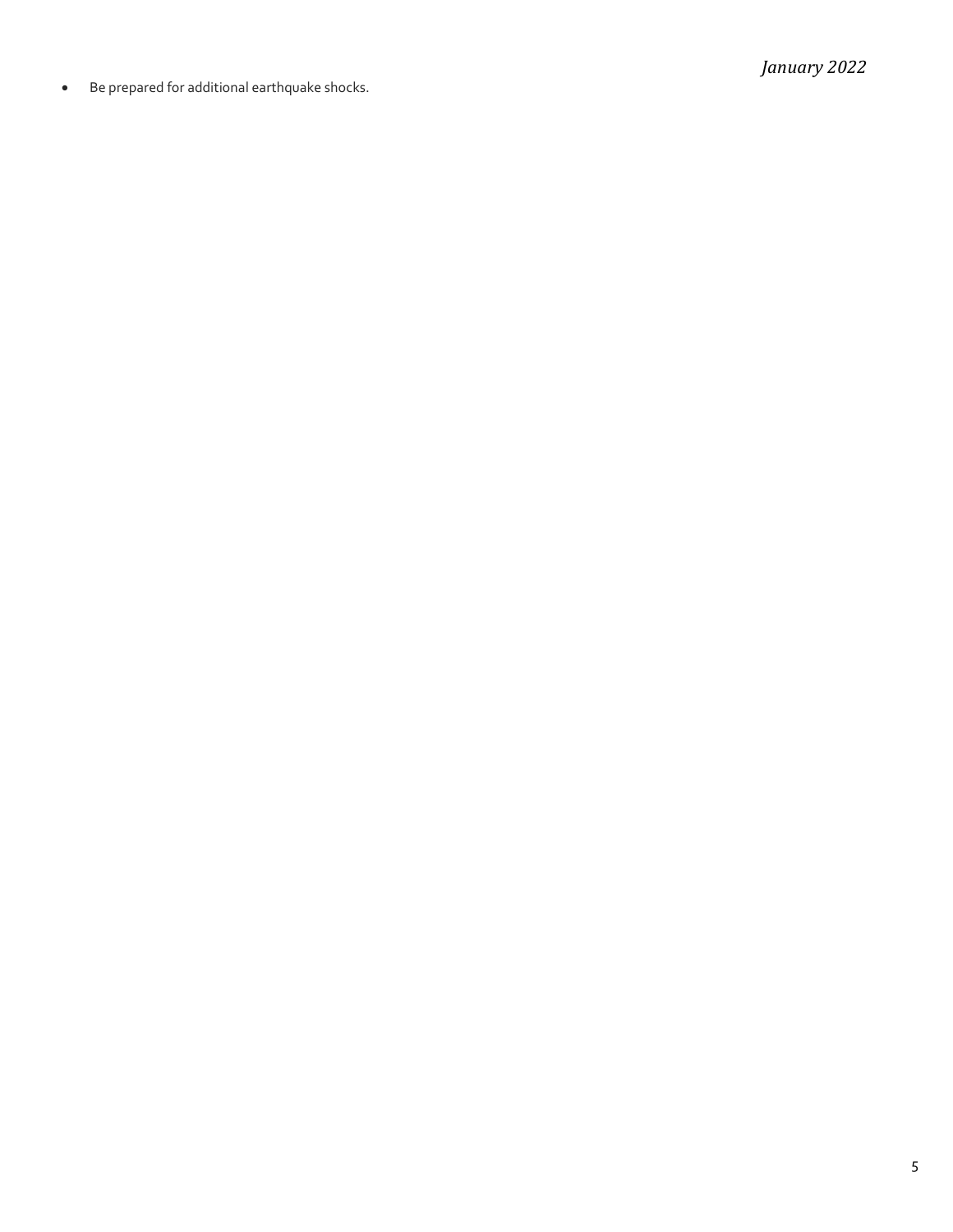- Be prepared for additional earthquake shocks.